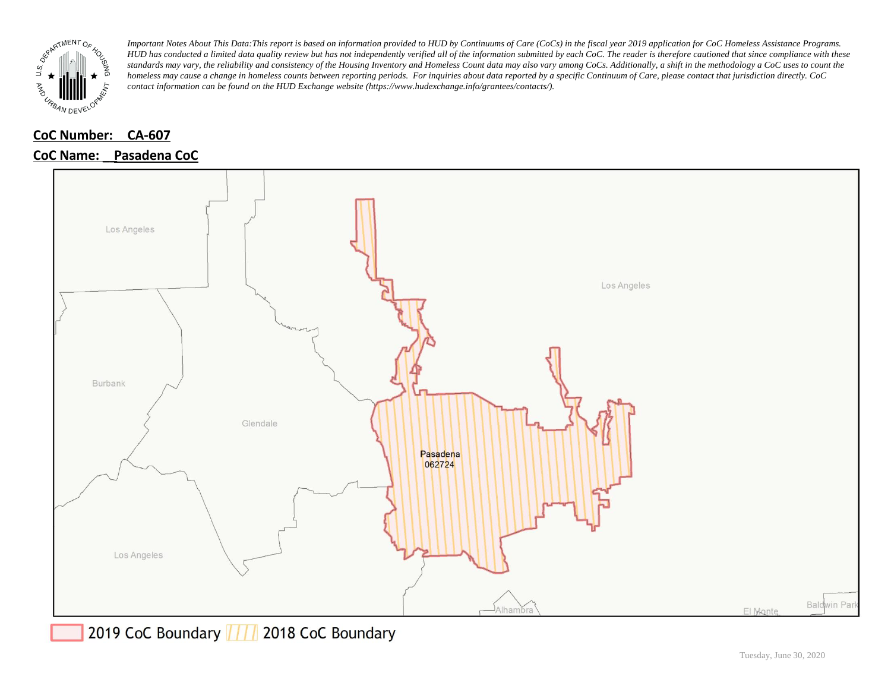*Important Notes About This Data: This report is based on information provided to HUD by Continuums of Care (CoCs) in the fiscal year 2019 application for CoC Homeless Assistance Programs. HUD has conducted a limited data quality review but has not independently verified all of the information submitted by each CoC. The reader is therefore cautioned that since compliance with these standards may vary, the reliability and consistency of the Housing Inventory and Homeless Count data may also vary among CoCs. Additionally, a shift in the methodology a CoC uses to count the homeless may cause a change in homeless counts between reporting periods. For inquiries about data reported by a specific Continuum of Care, please contact that jurisdiction directly. CoC contact information can be found on the HUD Exchange website (https://www.hudexchange.info/grantees/contacts/).*

**CoC Number: CA-607**

**CoC Name: Pasadena CoC**

Los Angeles

Los Angeles

Burbank

Glendale

Pasadena
062724

Los Angeles

Alhambra

El Monte

Baldwin Park

2019 CoC Boundary | 2018 CoC Boundary

Tuesday, June 30, 2020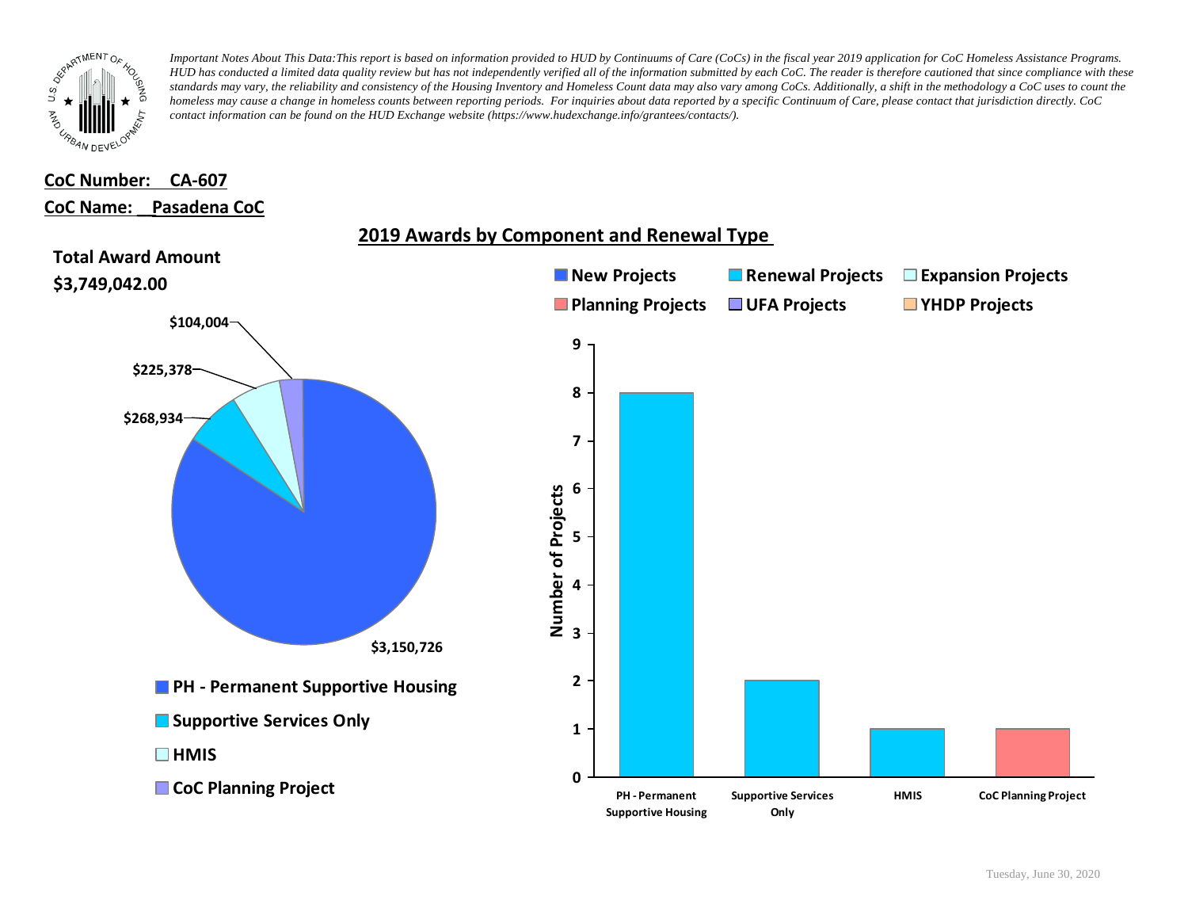*Important Notes About This Data: This report is based on information provided to HUD by Continuums of Care (CoCs) in the fiscal year 2019 application for CoC Homeless Assistance Programs. HUD has conducted a limited data quality review but has not independently verified all of the information submitted by each CoC. The reader is therefore cautioned that since compliance with these standards may vary, the reliability and consistency of the Housing Inventory and Homeless Count data may also vary among CoCs. Additionally, a shift in the methodology a CoC uses to count the homeless may cause a change in homeless counts between reporting periods. For inquiries about data reported by a specific Continuum of Care, please contact that jurisdiction directly. CoC contact information can be found on the HUD Exchange website (https://www.hudexchange.info/grantees/contacts/).*

**CoC Number: CA-607**

**CoC Name: Pasadena CoC**

## 2019 Awards by Component and Renewal Type

**Total Award Amount**
**$3,749,042.00**

| Component | Award Amount |
| --- | --- |
| PH - Permanent Supportive Housing | $3,150,726 |
| Supportive Services Only | $268,934 |
| HMIS | $225,378 |
| CoC Planning Project | $104,004 |

Number of Projects

| Component | Renewal Type | Number of Projects |
| --- | --- | --- |
| PH - Permanent Supportive Housing | Renewal Projects | 8 |
| Supportive Services Only | Renewal Projects | 2 |
| HMIS | Renewal Projects | 1 |
| CoC Planning Project | Planning Projects | 1 |

Legend: New Projects, Renewal Projects, Expansion Projects, Planning Projects, UFA Projects, YHDP Projects

Tuesday, June 30, 2020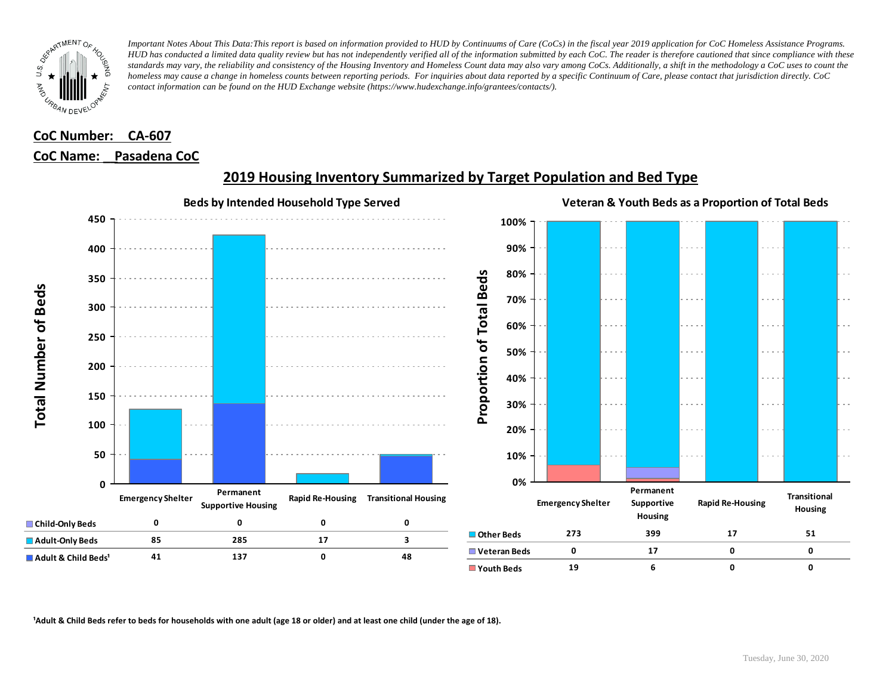*Important Notes About This Data: This report is based on information provided to HUD by Continuums of Care (CoCs) in the fiscal year 2019 application for CoC Homeless Assistance Programs. HUD has conducted a limited data quality review but has not independently verified all of the information submitted by each CoC. The reader is therefore cautioned that since compliance with these standards may vary, the reliability and consistency of the Housing Inventory and Homeless Count data may also vary among CoCs. Additionally, a shift in the methodology a CoC uses to count the homeless may cause a change in homeless counts between reporting periods. For inquiries about data reported by a specific Continuum of Care, please contact that jurisdiction directly. CoC contact information can be found on the HUD Exchange website (https://www.hudexchange.info/grantees/contacts/).*

**CoC Number: CA-607**

**CoC Name: Pasadena CoC**

## 2019 Housing Inventory Summarized by Target Population and Bed Type

### Beds by Intended Household Type Served

| | Emergency Shelter | Permanent Supportive Housing | Rapid Re-Housing | Transitional Housing |
|---|---|---|---|---|
| Child-Only Beds | 0 | 0 | 0 | 0 |
| Adult-Only Beds | 85 | 285 | 17 | 3 |
| Adult & Child Beds[1] | 41 | 137 | 0 | 48 |

### Veteran & Youth Beds as a Proportion of Total Beds

| | Emergency Shelter | Permanent Supportive Housing | Rapid Re-Housing | Transitional Housing |
|---|---|---|---|---|
| Other Beds | 273 | 399 | 17 | 51 |
| Veteran Beds | 0 | 17 | 0 | 0 |
| Youth Beds | 19 | 6 | 0 | 0 |

[1]Adult & Child Beds refer to beds for households with one adult (age 18 or older) and at least one child (under the age of 18).

Tuesday, June 30, 2020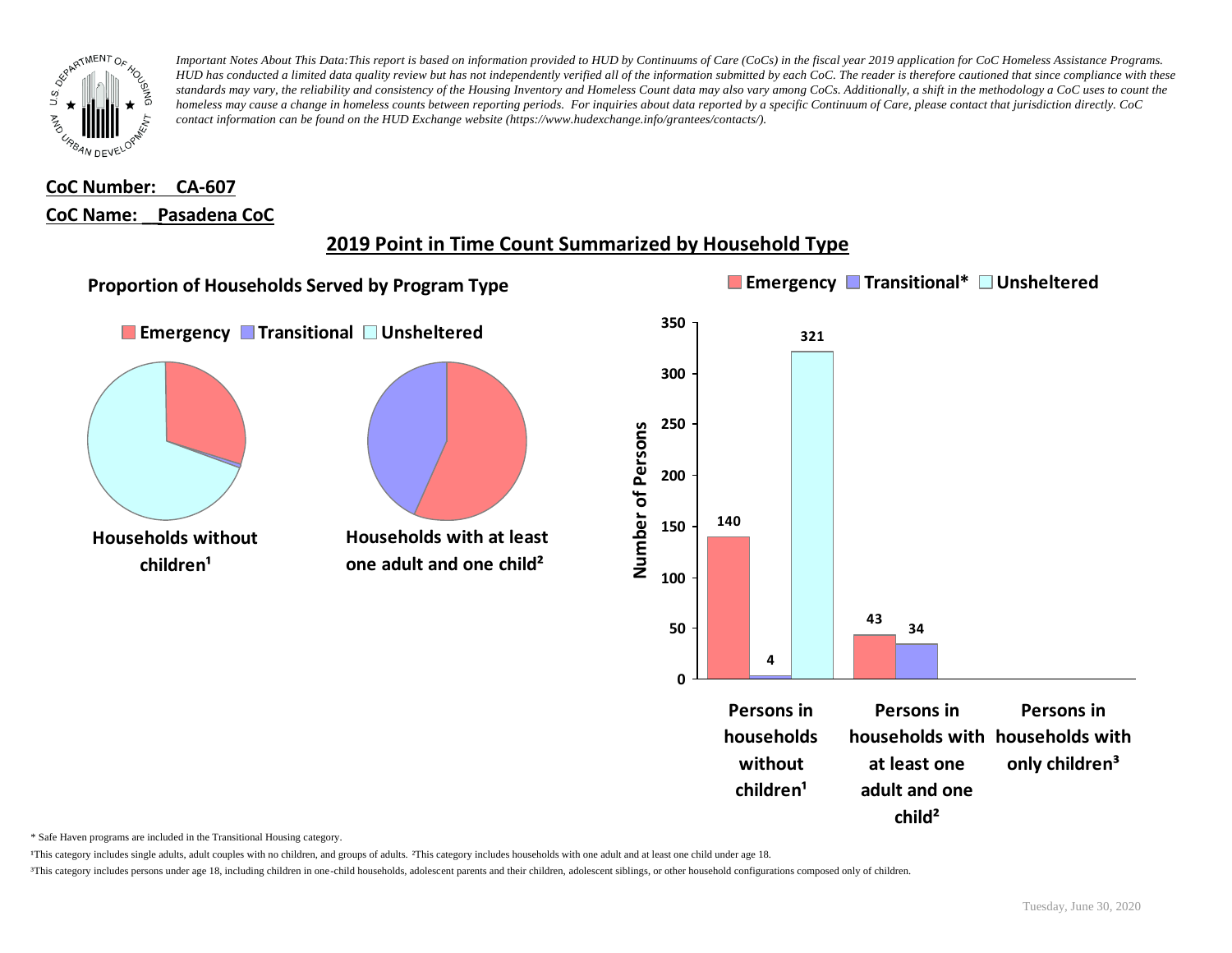*Important Notes About This Data:This report is based on information provided to HUD by Continuums of Care (CoCs) in the fiscal year 2019 application for CoC Homeless Assistance Programs. HUD has conducted a limited data quality review but has not independently verified all of the information submitted by each CoC. The reader is therefore cautioned that since compliance with these standards may vary, the reliability and consistency of the Housing Inventory and Homeless Count data may also vary among CoCs. Additionally, a shift in the methodology a CoC uses to count the homeless may cause a change in homeless counts between reporting periods. For inquiries about data reported by a specific Continuum of Care, please contact that jurisdiction directly. CoC contact information can be found on the HUD Exchange website (https://www.hudexchange.info/grantees/contacts/).*

**CoC Number: CA-607**

**CoC Name: Pasadena CoC**

## 2019 Point in Time Count Summarized by Household Type

### Proportion of Households Served by Program Type

Emergency | Transitional | Unsheltered

**Households without children¹**

**Households with at least one adult and one child²**

Emergency | Transitional* | Unsheltered

| Number of Persons | Emergency | Transitional* | Unsheltered |
|---|---|---|---|
| Persons in households without children¹ | 140 | 4 | 321 |
| Persons in households with at least one adult and one child² | 43 | 34 | |
| Persons in households with only children³ | | | |

\* Safe Haven programs are included in the Transitional Housing category.

¹This category includes single adults, adult couples with no children, and groups of adults. ²This category includes households with one adult and at least one child under age 18.

³This category includes persons under age 18, including children in one-child households, adolescent parents and their children, adolescent siblings, or other household configurations composed only of children.

Tuesday, June 30, 2020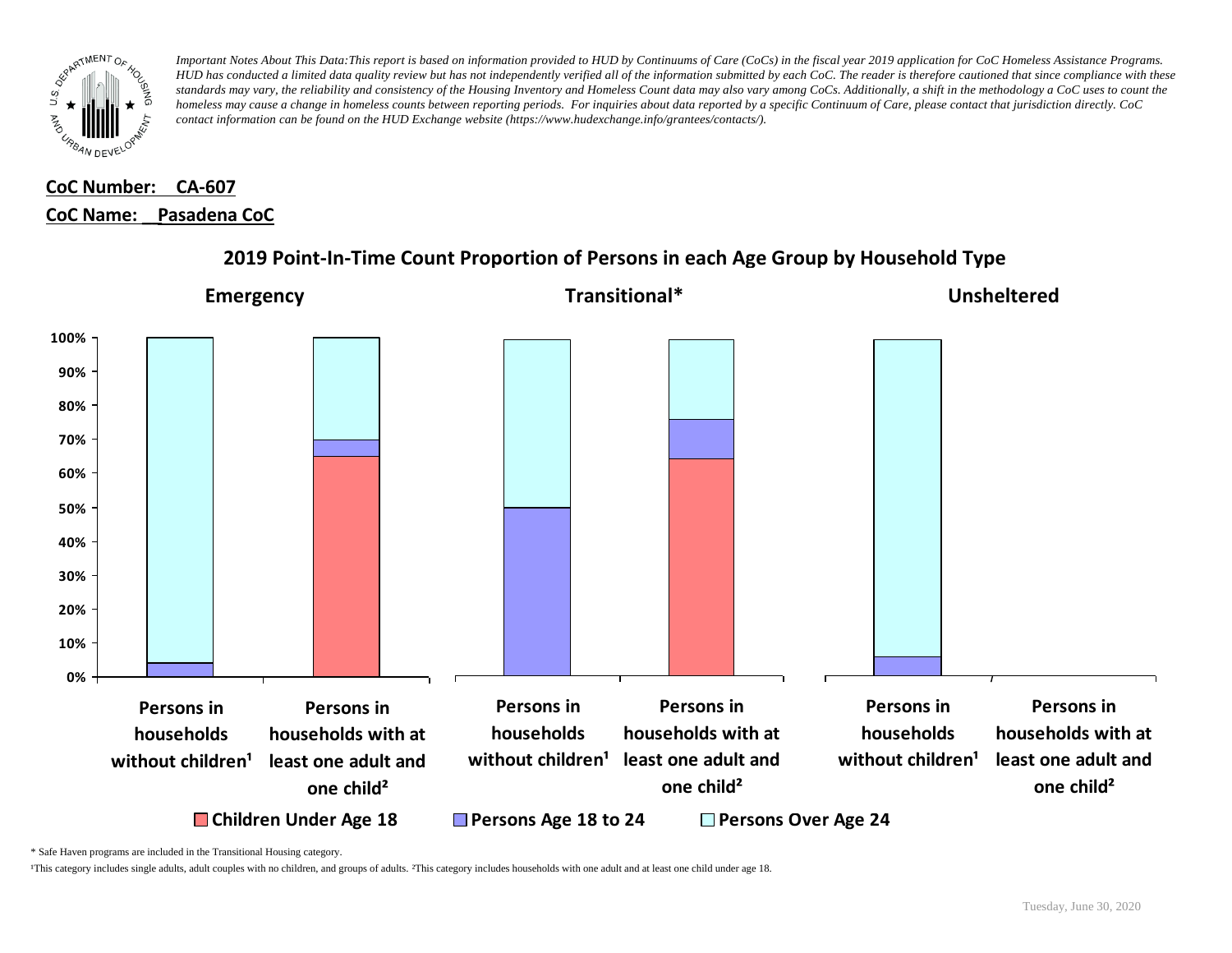*Important Notes About This Data:This report is based on information provided to HUD by Continuums of Care (CoCs) in the fiscal year 2019 application for CoC Homeless Assistance Programs. HUD has conducted a limited data quality review but has not independently verified all of the information submitted by each CoC. The reader is therefore cautioned that since compliance with these standards may vary, the reliability and consistency of the Housing Inventory and Homeless Count data may also vary among CoCs. Additionally, a shift in the methodology a CoC uses to count the homeless may cause a change in homeless counts between reporting periods. For inquiries about data reported by a specific Continuum of Care, please contact that jurisdiction directly. CoC contact information can be found on the HUD Exchange website (https://www.hudexchange.info/grantees/contacts/).*

**CoC Number: CA-607**

**CoC Name: Pasadena CoC**

## 2019 Point-In-Time Count Proportion of Persons in each Age Group by Household Type

**Emergency** | **Transitional*** | **Unsheltered**

Categories: Persons in households without children¹; Persons in households with at least one adult and one child²

Legend: Children Under Age 18; Persons Age 18 to 24; Persons Over Age 24

\* Safe Haven programs are included in the Transitional Housing category.

¹This category includes single adults, adult couples with no children, and groups of adults. ²This category includes households with one adult and at least one child under age 18.

Tuesday, June 30, 2020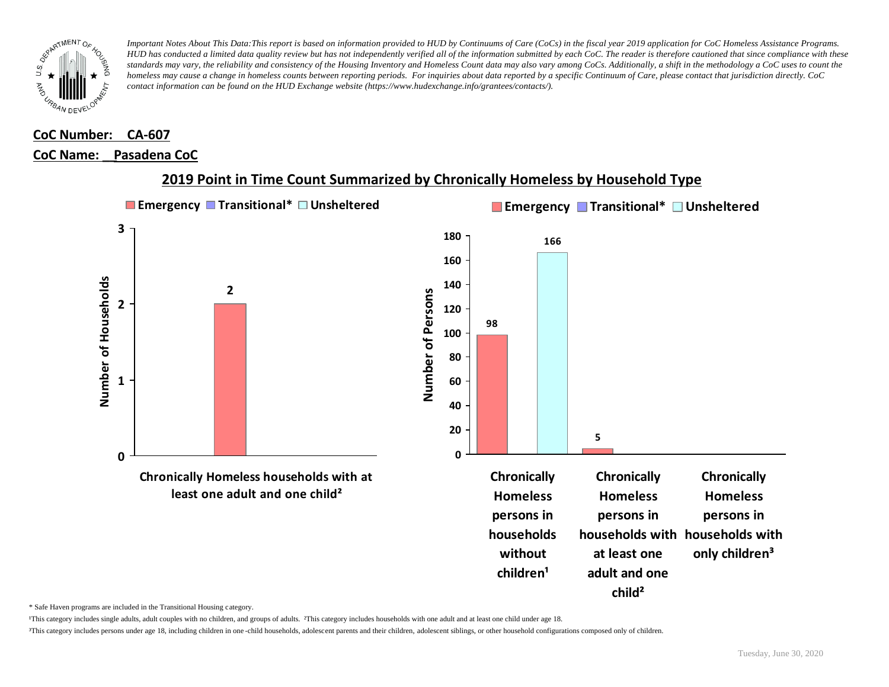*Important Notes About This Data:This report is based on information provided to HUD by Continuums of Care (CoCs) in the fiscal year 2019 application for CoC Homeless Assistance Programs. HUD has conducted a limited data quality review but has not independently verified all of the information submitted by each CoC. The reader is therefore cautioned that since compliance with these standards may vary, the reliability and consistency of the Housing Inventory and Homeless Count data may also vary among CoCs. Additionally, a shift in the methodology a CoC uses to count the homeless may cause a change in homeless counts between reporting periods. For inquiries about data reported by a specific Continuum of Care, please contact that jurisdiction directly. CoC contact information can be found on the HUD Exchange website (https://www.hudexchange.info/grantees/contacts/).*

**CoC Number: CA-607**

**CoC Name: Pasadena CoC**

## 2019 Point in Time Count Summarized by Chronically Homeless by Household Type

**Number of Households**

| | Emergency | Transitional* | Unsheltered |
|---|---|---|---|
| Chronically Homeless households with at least one adult and one child² | 2 | | |

**Number of Persons**

| | Emergency | Transitional* | Unsheltered |
|---|---|---|---|
| Chronically Homeless persons in households without children¹ | 98 | | 166 |
| Chronically Homeless persons in households with at least one adult and one child² | 5 | | |
| Chronically Homeless persons in households with only children³ | | | |

\* Safe Haven programs are included in the Transitional Housing category.

¹This category includes single adults, adult couples with no children, and groups of adults. ²This category includes households with one adult and at least one child under age 18.

³This category includes persons under age 18, including children in one-child households, adolescent parents and their children, adolescent siblings, or other household configurations composed only of children.

Tuesday, June 30, 2020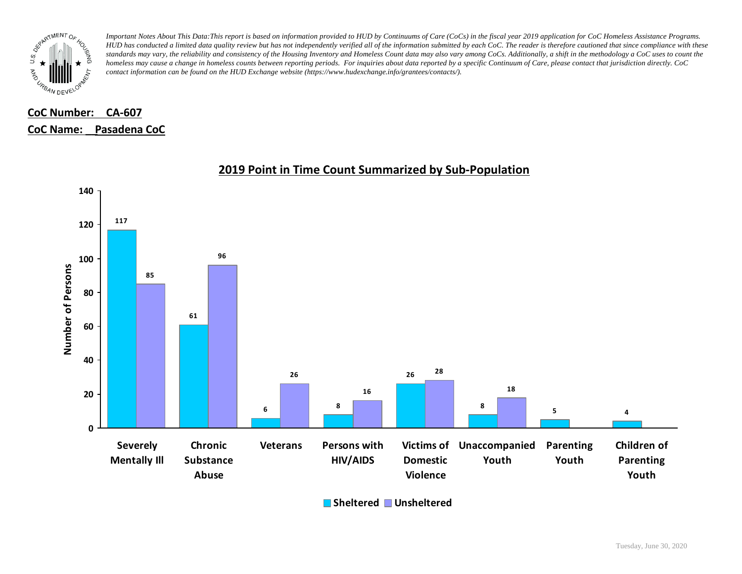*Important Notes About This Data:This report is based on information provided to HUD by Continuums of Care (CoCs) in the fiscal year 2019 application for CoC Homeless Assistance Programs. HUD has conducted a limited data quality review but has not independently verified all of the information submitted by each CoC. The reader is therefore cautioned that since compliance with these standards may vary, the reliability and consistency of the Housing Inventory and Homeless Count data may also vary among CoCs. Additionally, a shift in the methodology a CoC uses to count the homeless may cause a change in homeless counts between reporting periods. For inquiries about data reported by a specific Continuum of Care, please contact that jurisdiction directly. CoC contact information can be found on the HUD Exchange website (https://www.hudexchange.info/grantees/contacts/).*

**CoC Number: CA-607**

**CoC Name: Pasadena CoC**

## 2019 Point in Time Count Summarized by Sub-Population

Number of Persons

0
20
40
60
80
100
120
140

117
85
61
96
6
26
8
16
26
28
8
18
5
4

Severely Mentally Ill
Chronic Substance Abuse
Veterans
Persons with HIV/AIDS
Victims of Domestic Violence
Unaccompanied Youth
Parenting Youth
Children of Parenting Youth

Sheltered
Unsheltered

Tuesday, June 30, 2020